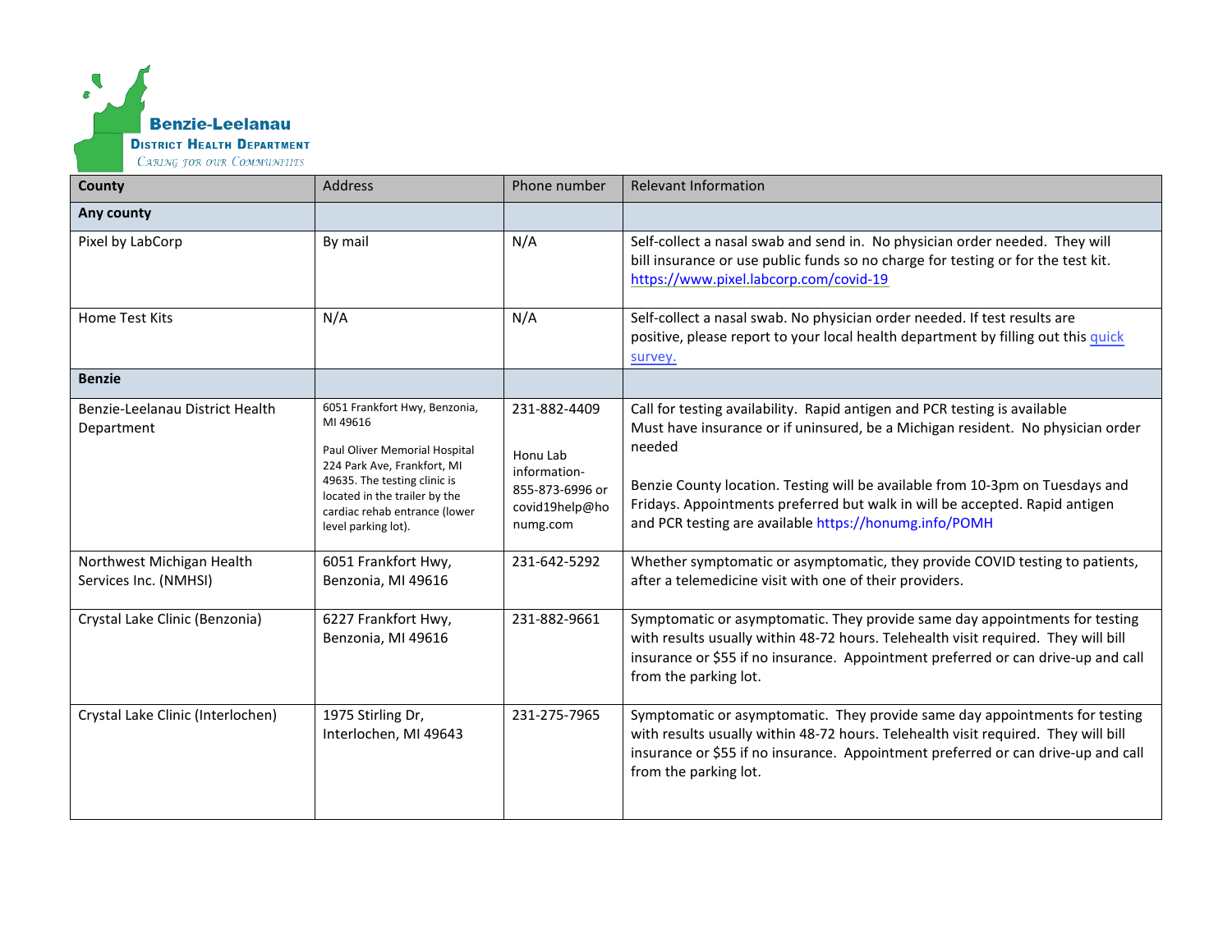**Benzie-Leelanau**
**District Health Department**
*Caring for our Communities*

| County | Address | Phone number | Relevant Information |
|---|---|---|---|
| **Any county** | | | |
| Pixel by LabCorp | By mail | N/A | Self-collect a nasal swab and send in. No physician order needed. They will bill insurance or use public funds so no charge for testing or for the test kit. https://www.pixel.labcorp.com/covid-19 |
| Home Test Kits | N/A | N/A | Self-collect a nasal swab. No physician order needed. If test results are positive, please report to your local health department by filling out this quick survey. |
| **Benzie** | | | |
| Benzie-Leelanau District Health Department | 6051 Frankfort Hwy, Benzonia, MI 49616<br><br>Paul Oliver Memorial Hospital 224 Park Ave, Frankfort, MI 49635. The testing clinic is located in the trailer by the cardiac rehab entrance (lower level parking lot). | 231-882-4409<br><br>Honu Lab information- 855-873-6996 or covid19help@honumg.com | Call for testing availability. Rapid antigen and PCR testing is available Must have insurance or if uninsured, be a Michigan resident. No physician order needed<br><br>Benzie County location. Testing will be available from 10-3pm on Tuesdays and Fridays. Appointments preferred but walk in will be accepted. Rapid antigen and PCR testing are available https://honumg.info/POMH |
| Northwest Michigan Health Services Inc. (NMHSI) | 6051 Frankfort Hwy, Benzonia, MI 49616 | 231-642-5292 | Whether symptomatic or asymptomatic, they provide COVID testing to patients, after a telemedicine visit with one of their providers. |
| Crystal Lake Clinic (Benzonia) | 6227 Frankfort Hwy, Benzonia, MI 49616 | 231-882-9661 | Symptomatic or asymptomatic. They provide same day appointments for testing with results usually within 48-72 hours. Telehealth visit required. They will bill insurance or $55 if no insurance. Appointment preferred or can drive-up and call from the parking lot. |
| Crystal Lake Clinic (Interlochen) | 1975 Stirling Dr, Interlochen, MI 49643 | 231-275-7965 | Symptomatic or asymptomatic. They provide same day appointments for testing with results usually within 48-72 hours. Telehealth visit required. They will bill insurance or $55 if no insurance. Appointment preferred or can drive-up and call from the parking lot. |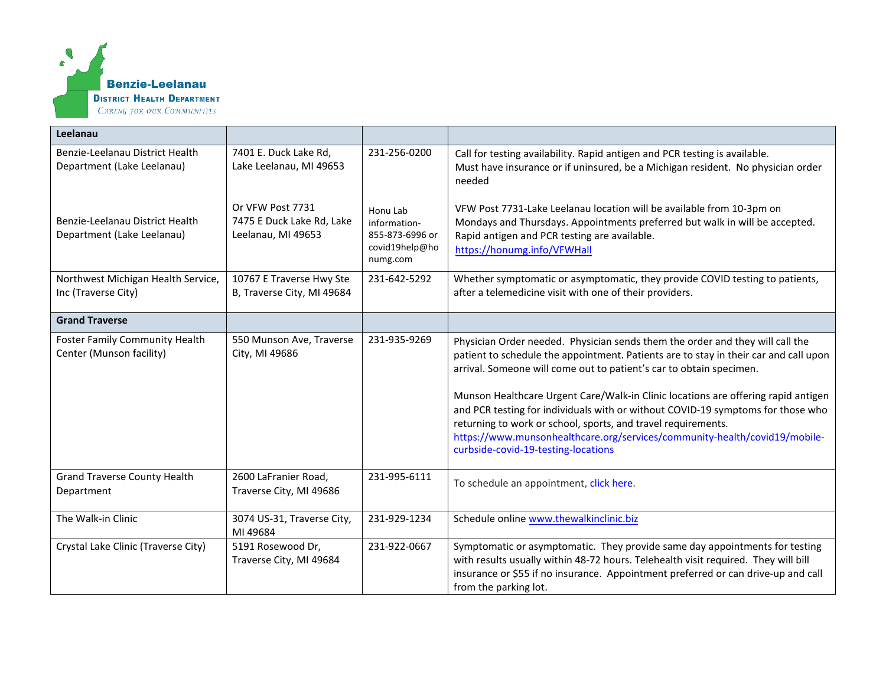**Benzie-Leelanau District Health Department**
*Caring for our Communities*

| Leelanau | | | |
|---|---|---|---|
| Benzie-Leelanau District Health Department (Lake Leelanau) | 7401 E. Duck Lake Rd, Lake Leelanau, MI 49653 | 231-256-0200 | Call for testing availability. Rapid antigen and PCR testing is available. Must have insurance or if uninsured, be a Michigan resident. No physician order needed |
| Benzie-Leelanau District Health Department (Lake Leelanau) | Or VFW Post 7731 7475 E Duck Lake Rd, Lake Leelanau, MI 49653 | Honu Lab information- 855-873-6996 or covid19help@honumg.com | VFW Post 7731-Lake Leelanau location will be available from 10-3pm on Mondays and Thursdays. Appointments preferred but walk in will be accepted. Rapid antigen and PCR testing are available. https://honumg.info/VFWHall |
| Northwest Michigan Health Service, Inc (Traverse City) | 10767 E Traverse Hwy Ste B, Traverse City, MI 49684 | 231-642-5292 | Whether symptomatic or asymptomatic, they provide COVID testing to patients, after a telemedicine visit with one of their providers. |
| **Grand Traverse** | | | |
| Foster Family Community Health Center (Munson facility) | 550 Munson Ave, Traverse City, MI 49686 | 231-935-9269 | Physician Order needed. Physician sends them the order and they will call the patient to schedule the appointment. Patients are to stay in their car and call upon arrival. Someone will come out to patient's car to obtain specimen.<br><br>Munson Healthcare Urgent Care/Walk-in Clinic locations are offering rapid antigen and PCR testing for individuals with or without COVID-19 symptoms for those who returning to work or school, sports, and travel requirements. https://www.munsonhealthcare.org/services/community-health/covid19/mobile-curbside-covid-19-testing-locations |
| Grand Traverse County Health Department | 2600 LaFranier Road, Traverse City, MI 49686 | 231-995-6111 | To schedule an appointment, click here. |
| The Walk-in Clinic | 3074 US-31, Traverse City, MI 49684 | 231-929-1234 | Schedule online www.thewalkinclinic.biz |
| Crystal Lake Clinic (Traverse City) | 5191 Rosewood Dr, Traverse City, MI 49684 | 231-922-0667 | Symptomatic or asymptomatic. They provide same day appointments for testing with results usually within 48-72 hours. Telehealth visit required. They will bill insurance or $55 if no insurance. Appointment preferred or can drive-up and call from the parking lot. |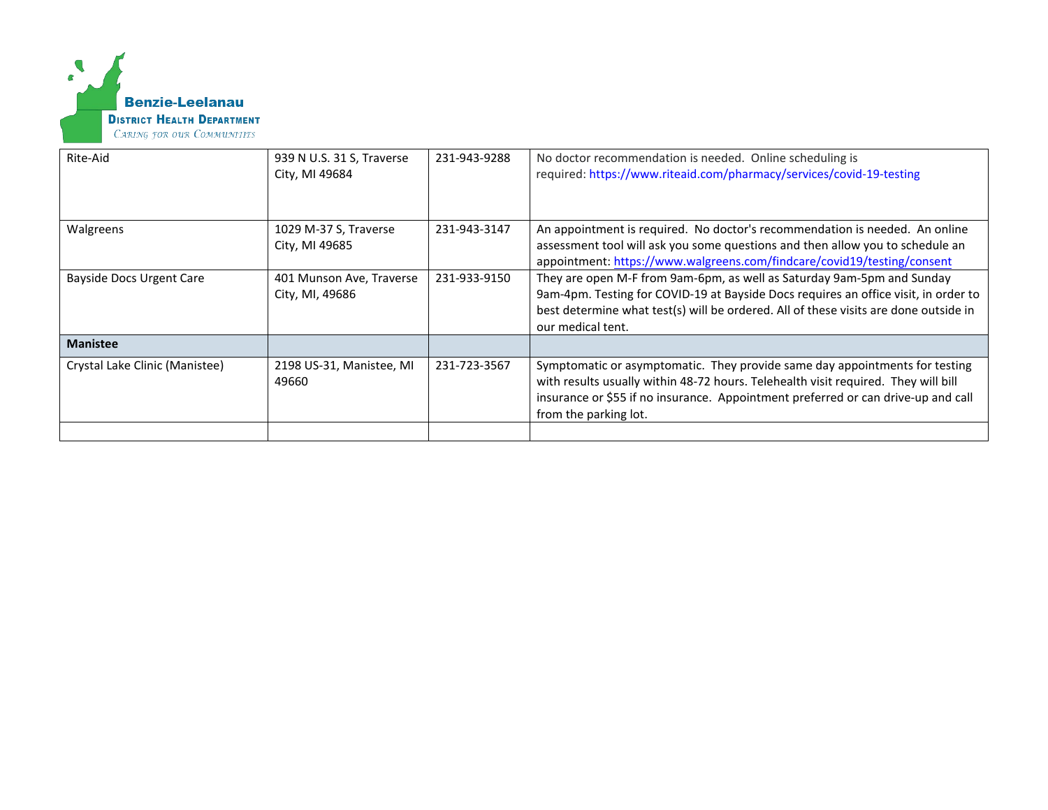| | | | |
|---|---|---|---|
| Rite-Aid | 939 N U.S. 31 S, Traverse City, MI 49684 | 231-943-9288 | No doctor recommendation is needed. Online scheduling is required: https://www.riteaid.com/pharmacy/services/covid-19-testing |
| Walgreens | 1029 M-37 S, Traverse City, MI 49685 | 231-943-3147 | An appointment is required. No doctor's recommendation is needed. An online assessment tool will ask you some questions and then allow you to schedule an appointment: https://www.walgreens.com/findcare/covid19/testing/consent |
| Bayside Docs Urgent Care | 401 Munson Ave, Traverse City, MI, 49686 | 231-933-9150 | They are open M-F from 9am-6pm, as well as Saturday 9am-5pm and Sunday 9am-4pm. Testing for COVID-19 at Bayside Docs requires an office visit, in order to best determine what test(s) will be ordered. All of these visits are done outside in our medical tent. |
| **Manistee** | | | |
| Crystal Lake Clinic (Manistee) | 2198 US-31, Manistee, MI 49660 | 231-723-3567 | Symptomatic or asymptomatic. They provide same day appointments for testing with results usually within 48-72 hours. Telehealth visit required. They will bill insurance or $55 if no insurance. Appointment preferred or can drive-up and call from the parking lot. |
| | | | |